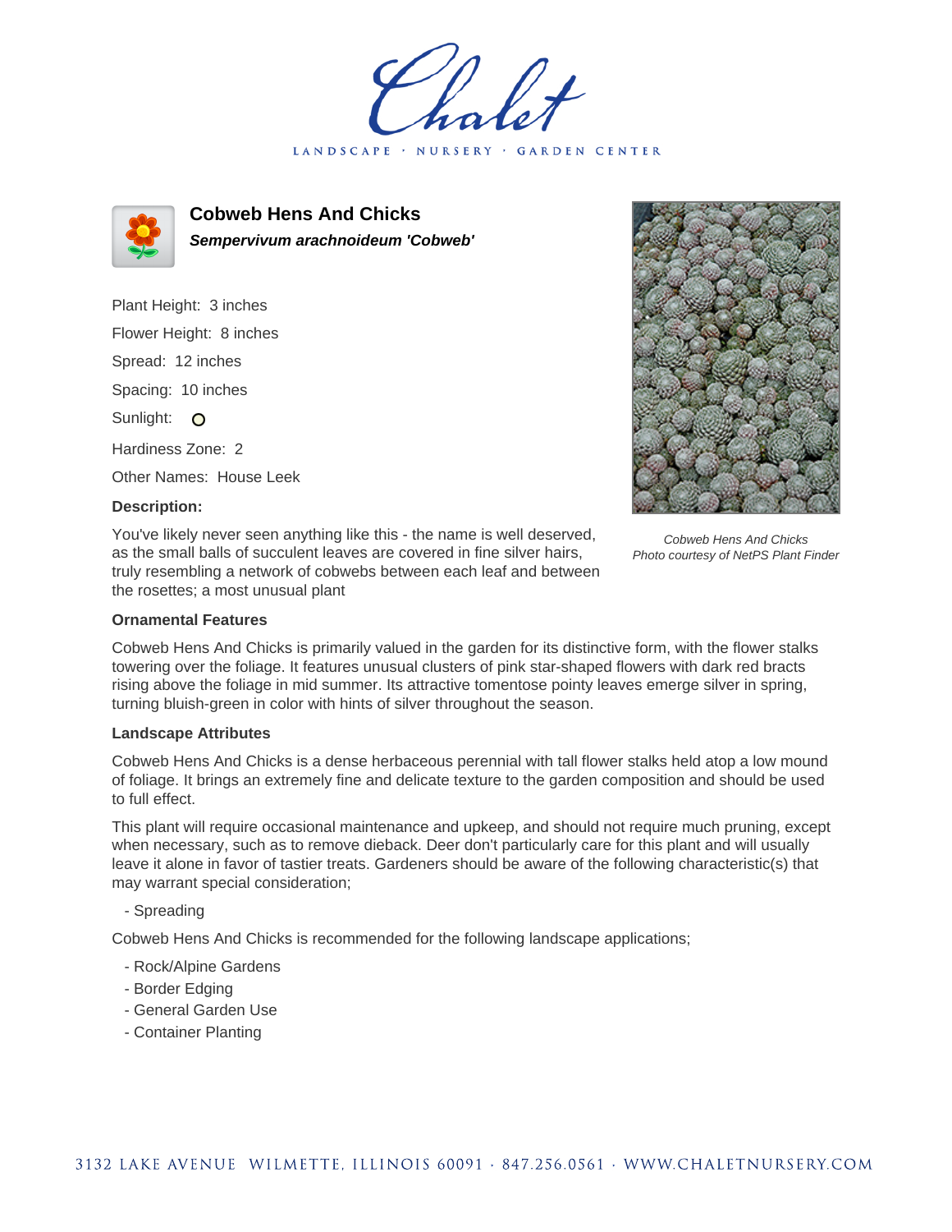# Cobweb Hens And Chicks

***Sempervivum arachnoideum 'Cobweb'***

Plant Height: 3 inches

Flower Height: 8 inches

Spread: 12 inches

Spacing: 10 inches

Sunlight: O

Hardiness Zone: 2

Other Names: House Leek

### Description:

You've likely never seen anything like this - the name is well deserved, as the small balls of succulent leaves are covered in fine silver hairs, truly resembling a network of cobwebs between each leaf and between the rosettes; a most unusual plant

*Cobweb Hens And Chicks*
*Photo courtesy of NetPS Plant Finder*

### Ornamental Features

Cobweb Hens And Chicks is primarily valued in the garden for its distinctive form, with the flower stalks towering over the foliage. It features unusual clusters of pink star-shaped flowers with dark red bracts rising above the foliage in mid summer. Its attractive tomentose pointy leaves emerge silver in spring, turning bluish-green in color with hints of silver throughout the season.

### Landscape Attributes

Cobweb Hens And Chicks is a dense herbaceous perennial with tall flower stalks held atop a low mound of foliage. It brings an extremely fine and delicate texture to the garden composition and should be used to full effect.

This plant will require occasional maintenance and upkeep, and should not require much pruning, except when necessary, such as to remove dieback. Deer don't particularly care for this plant and will usually leave it alone in favor of tastier treats. Gardeners should be aware of the following characteristic(s) that may warrant special consideration;

- Spreading

Cobweb Hens And Chicks is recommended for the following landscape applications;

- Rock/Alpine Gardens
- Border Edging
- General Garden Use
- Container Planting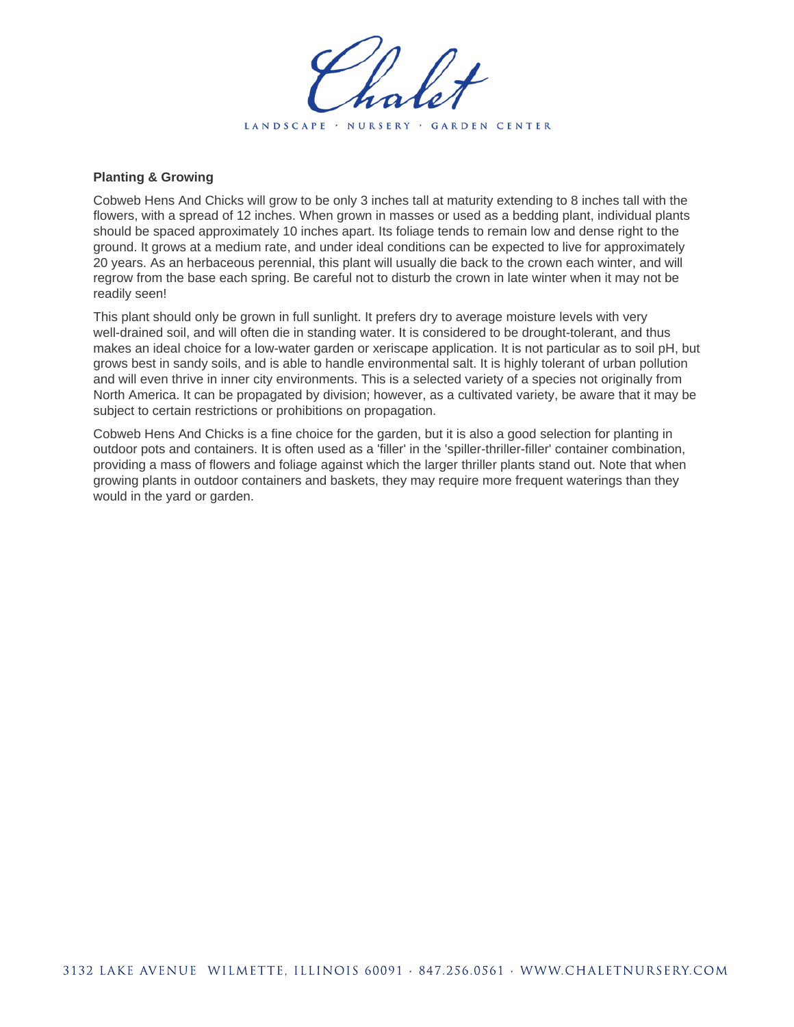**Planting & Growing**

Cobweb Hens And Chicks will grow to be only 3 inches tall at maturity extending to 8 inches tall with the flowers, with a spread of 12 inches. When grown in masses or used as a bedding plant, individual plants should be spaced approximately 10 inches apart. Its foliage tends to remain low and dense right to the ground. It grows at a medium rate, and under ideal conditions can be expected to live for approximately 20 years. As an herbaceous perennial, this plant will usually die back to the crown each winter, and will regrow from the base each spring. Be careful not to disturb the crown in late winter when it may not be readily seen!

This plant should only be grown in full sunlight. It prefers dry to average moisture levels with very well-drained soil, and will often die in standing water. It is considered to be drought-tolerant, and thus makes an ideal choice for a low-water garden or xeriscape application. It is not particular as to soil pH, but grows best in sandy soils, and is able to handle environmental salt. It is highly tolerant of urban pollution and will even thrive in inner city environments. This is a selected variety of a species not originally from North America. It can be propagated by division; however, as a cultivated variety, be aware that it may be subject to certain restrictions or prohibitions on propagation.

Cobweb Hens And Chicks is a fine choice for the garden, but it is also a good selection for planting in outdoor pots and containers. It is often used as a 'filler' in the 'spiller-thriller-filler' container combination, providing a mass of flowers and foliage against which the larger thriller plants stand out. Note that when growing plants in outdoor containers and baskets, they may require more frequent waterings than they would in the yard or garden.